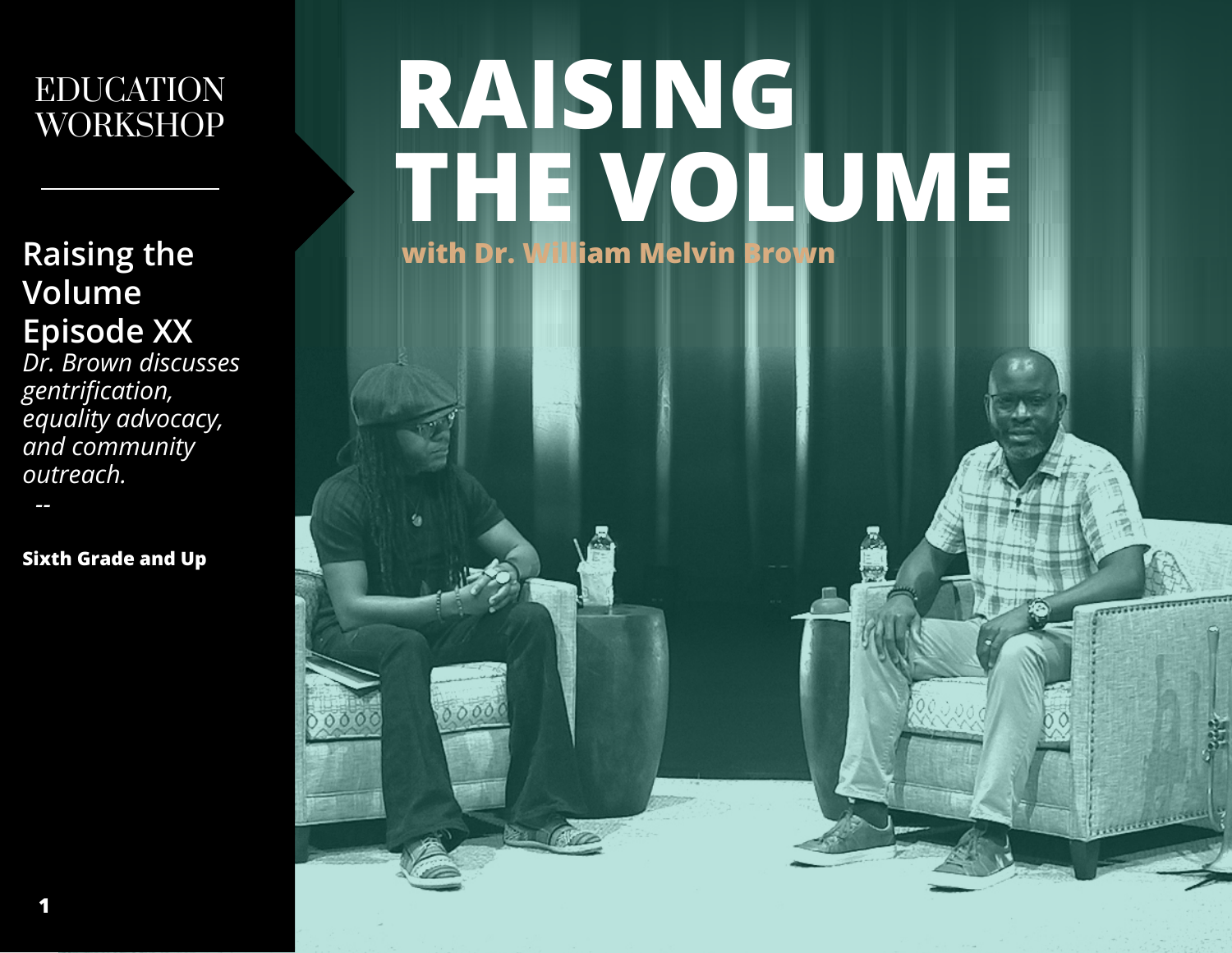EDUCATION WORKSHOP

# RAISING THE VOLUME

**with Dr. William Melvin Brown**

## Raising the Volume Episode XX

*Dr. Brown discusses gentrification, equality advocacy, and community outreach.*

--

**Sixth Grade and Up**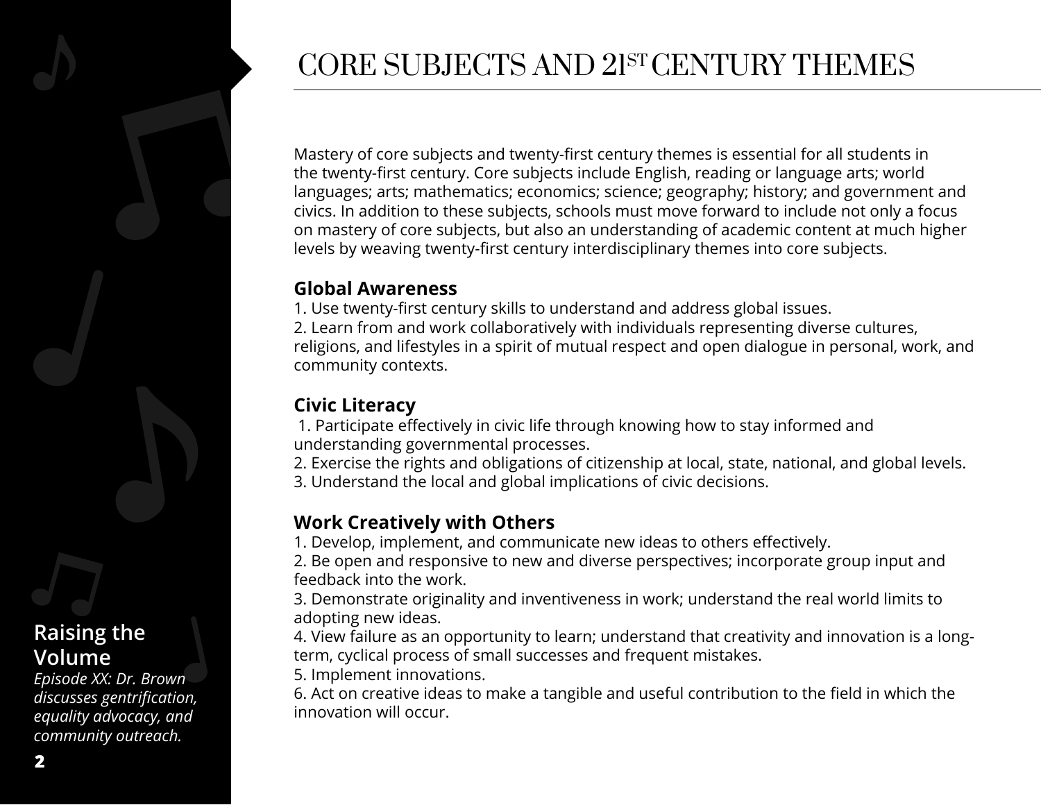# CORE SUBJECTS AND 21ST CENTURY THEMES

Mastery of core subjects and twenty-first century themes is essential for all students in the twenty-first century. Core subjects include English, reading or language arts; world languages; arts; mathematics; economics; science; geography; history; and government and civics. In addition to these subjects, schools must move forward to include not only a focus on mastery of core subjects, but also an understanding of academic content at much higher levels by weaving twenty-first century interdisciplinary themes into core subjects.

**Global Awareness**

1. Use twenty-first century skills to understand and address global issues.
2. Learn from and work collaboratively with individuals representing diverse cultures, religions, and lifestyles in a spirit of mutual respect and open dialogue in personal, work, and community contexts.

**Civic Literacy**

1. Participate effectively in civic life through knowing how to stay informed and understanding governmental processes.
2. Exercise the rights and obligations of citizenship at local, state, national, and global levels.
3. Understand the local and global implications of civic decisions.

**Work Creatively with Others**

1. Develop, implement, and communicate new ideas to others effectively.
2. Be open and responsive to new and diverse perspectives; incorporate group input and feedback into the work.
3. Demonstrate originality and inventiveness in work; understand the real world limits to adopting new ideas.
4. View failure as an opportunity to learn; understand that creativity and innovation is a long-term, cyclical process of small successes and frequent mistakes.
5. Implement innovations.
6. Act on creative ideas to make a tangible and useful contribution to the field in which the innovation will occur.

**Raising the Volume**

*Episode XX: Dr. Brown discusses gentrification, equality advocacy, and community outreach.*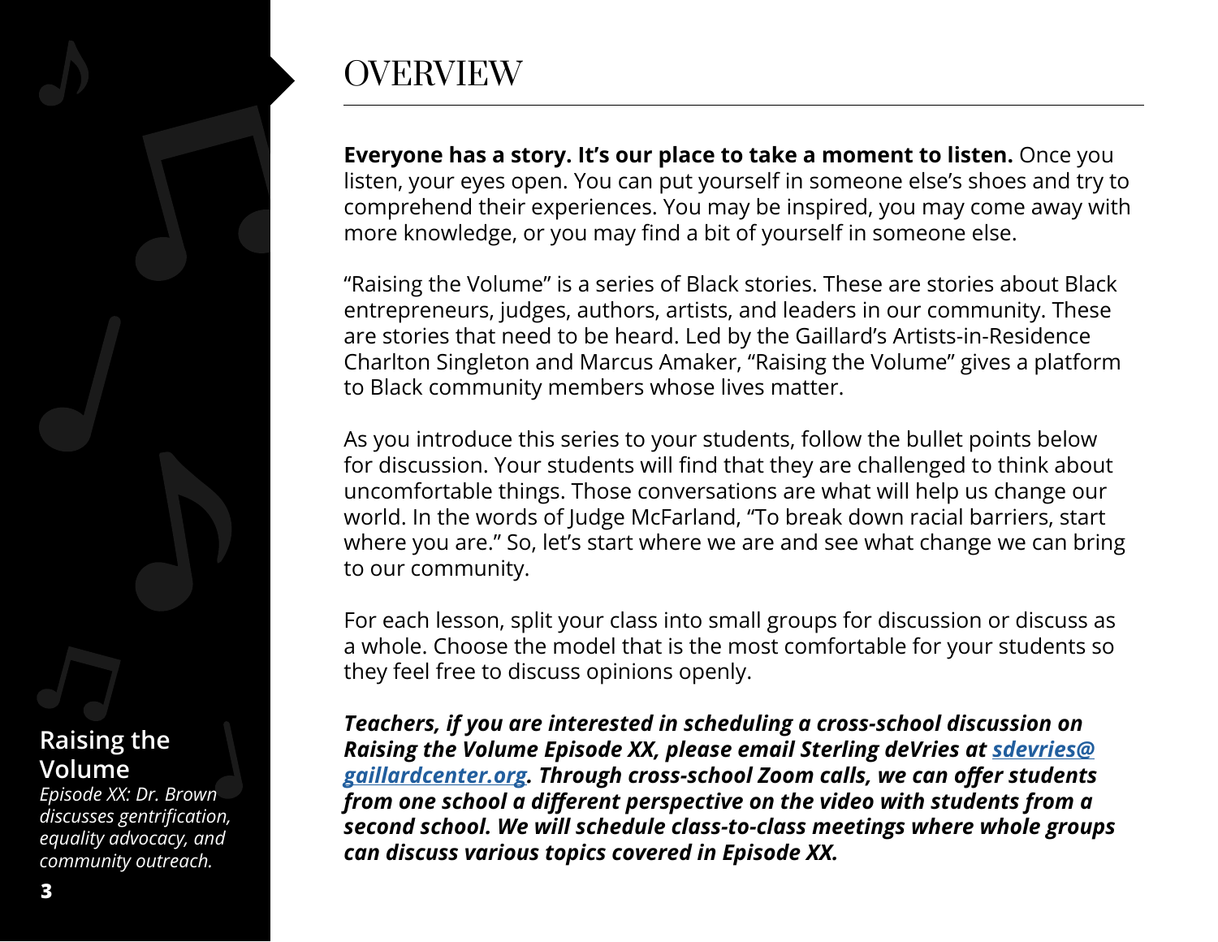# OVERVIEW

**Everyone has a story. It's our place to take a moment to listen.** Once you listen, your eyes open. You can put yourself in someone else's shoes and try to comprehend their experiences. You may be inspired, you may come away with more knowledge, or you may find a bit of yourself in someone else.

"Raising the Volume" is a series of Black stories. These are stories about Black entrepreneurs, judges, authors, artists, and leaders in our community. These are stories that need to be heard. Led by the Gaillard's Artists-in-Residence Charlton Singleton and Marcus Amaker, "Raising the Volume" gives a platform to Black community members whose lives matter.

As you introduce this series to your students, follow the bullet points below for discussion. Your students will find that they are challenged to think about uncomfortable things. Those conversations are what will help us change our world. In the words of Judge McFarland, "To break down racial barriers, start where you are." So, let's start where we are and see what change we can bring to our community.

For each lesson, split your class into small groups for discussion or discuss as a whole. Choose the model that is the most comfortable for your students so they feel free to discuss opinions openly.

***Teachers, if you are interested in scheduling a cross-school discussion on Raising the Volume Episode XX, please email Sterling deVries at [sdevries@gaillardcenter.org](mailto:sdevries@gaillardcenter.org). Through cross-school Zoom calls, we can offer students from one school a different perspective on the video with students from a second school. We will schedule class-to-class meetings where whole groups can discuss various topics covered in Episode XX.***

**Raising the Volume**

*Episode XX: Dr. Brown discusses gentrification, equality advocacy, and community outreach.*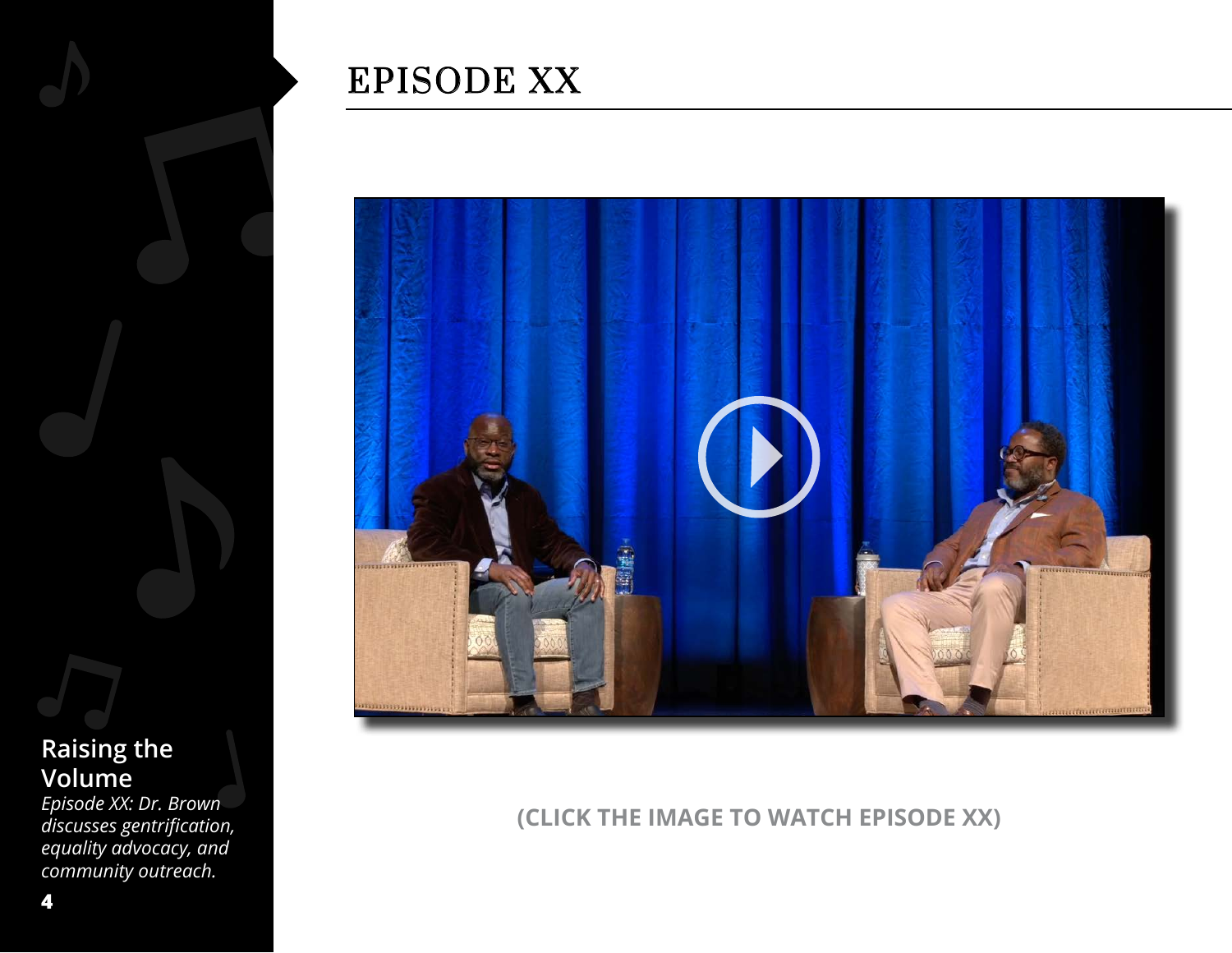# EPISODE XX

(CLICK THE IMAGE TO WATCH EPISODE XX)

**Raising the Volume**

*Episode XX: Dr. Brown discusses gentrification, equality advocacy, and community outreach.*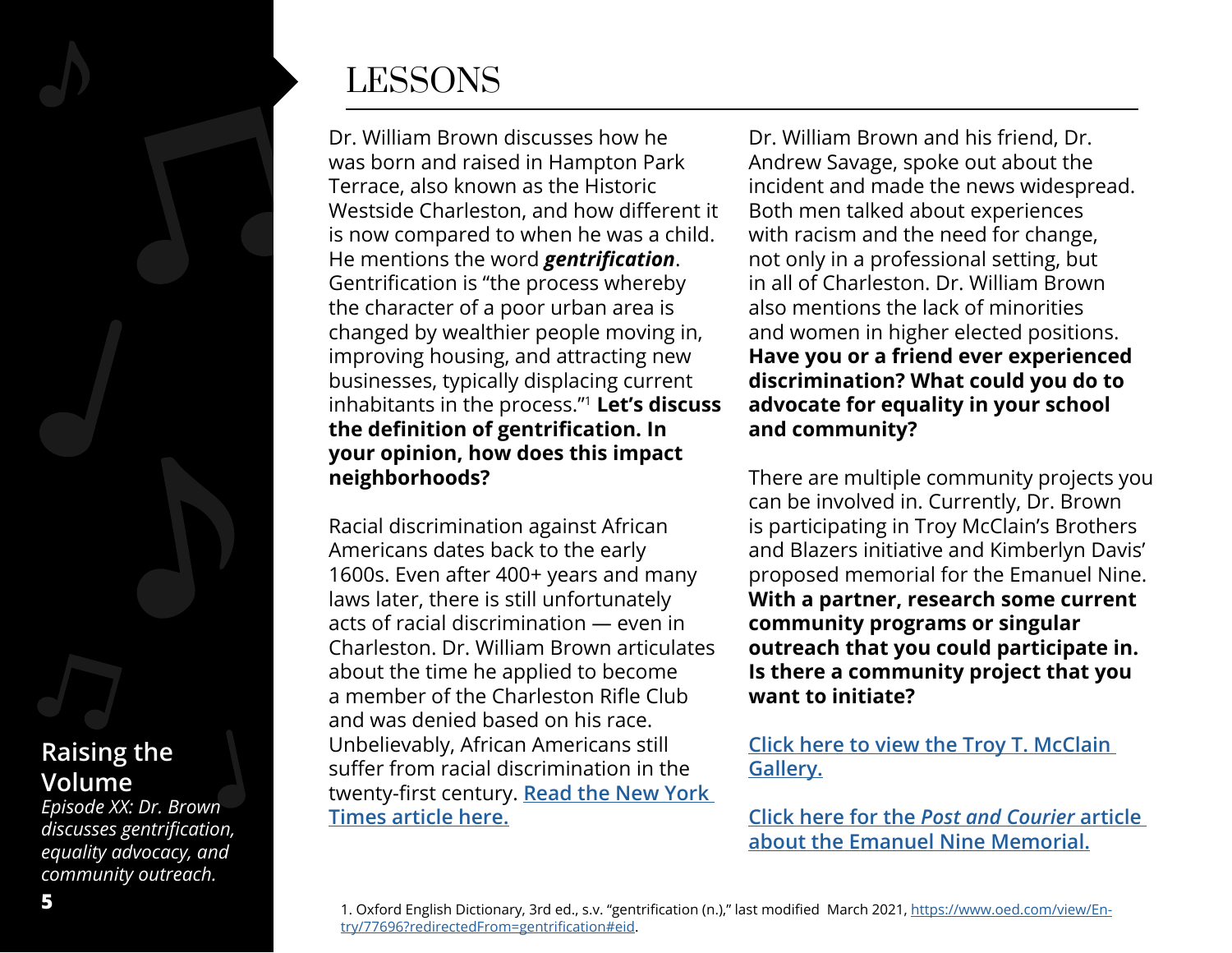# LESSONS

Dr. William Brown discusses how he was born and raised in Hampton Park Terrace, also known as the Historic Westside Charleston, and how different it is now compared to when he was a child. He mentions the word ***gentrification***. Gentrification is "the process whereby the character of a poor urban area is changed by wealthier people moving in, improving housing, and attracting new businesses, typically displacing current inhabitants in the process."[1] **Let's discuss the definition of gentrification. In your opinion, how does this impact neighborhoods?**

Racial discrimination against African Americans dates back to the early 1600s. Even after 400+ years and many laws later, there is still unfortunately acts of racial discrimination — even in Charleston. Dr. William Brown articulates about the time he applied to become a member of the Charleston Rifle Club and was denied based on his race. Unbelievably, African Americans still suffer from racial discrimination in the twenty-first century. [Read the New York Times article here.]()

Dr. William Brown and his friend, Dr. Andrew Savage, spoke out about the incident and made the news widespread. Both men talked about experiences with racism and the need for change, not only in a professional setting, but in all of Charleston. Dr. William Brown also mentions the lack of minorities and women in higher elected positions. **Have you or a friend ever experienced discrimination? What could you do to advocate for equality in your school and community?**

There are multiple community projects you can be involved in. Currently, Dr. Brown is participating in Troy McClain's Brothers and Blazers initiative and Kimberlyn Davis' proposed memorial for the Emanuel Nine. **With a partner, research some current community programs or singular outreach that you could participate in. Is there a community project that you want to initiate?**

[Click here to view the Troy T. McClain Gallery.]()

[Click here for the *Post and Courier* article about the Emanuel Nine Memorial.]()

**Raising the Volume**

*Episode XX: Dr. Brown discusses gentrification, equality advocacy, and community outreach.*

1. Oxford English Dictionary, 3rd ed., s.v. "gentrification (n.)," last modified March 2021, https://www.oed.com/view/Entry/77696?redirectedFrom=gentrification#eid.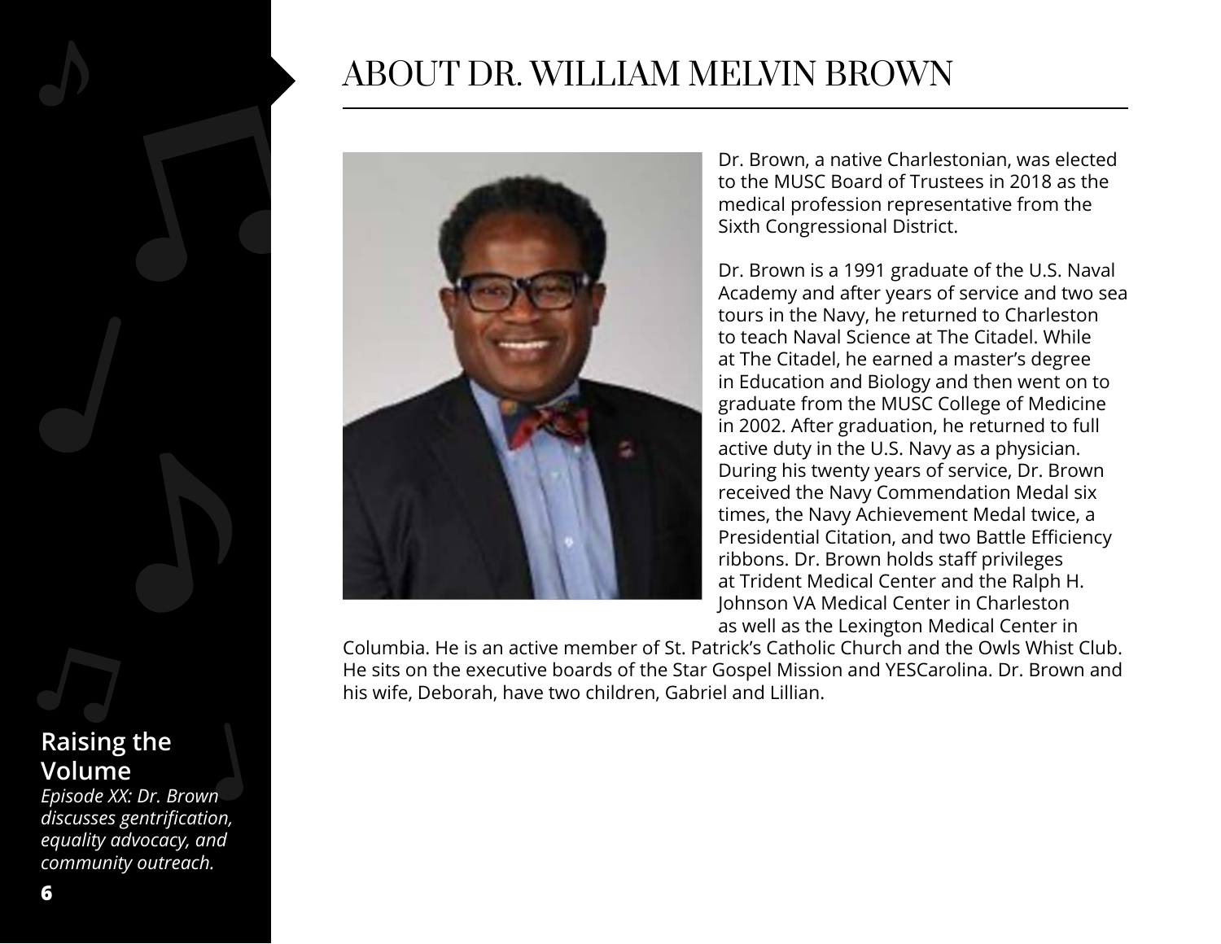# ABOUT DR. WILLIAM MELVIN BROWN

Dr. Brown, a native Charlestonian, was elected to the MUSC Board of Trustees in 2018 as the medical profession representative from the Sixth Congressional District.

Dr. Brown is a 1991 graduate of the U.S. Naval Academy and after years of service and two sea tours in the Navy, he returned to Charleston to teach Naval Science at The Citadel. While at The Citadel, he earned a master's degree in Education and Biology and then went on to graduate from the MUSC College of Medicine in 2002. After graduation, he returned to full active duty in the U.S. Navy as a physician. During his twenty years of service, Dr. Brown received the Navy Commendation Medal six times, the Navy Achievement Medal twice, a Presidential Citation, and two Battle Efficiency ribbons. Dr. Brown holds staff privileges at Trident Medical Center and the Ralph H. Johnson VA Medical Center in Charleston as well as the Lexington Medical Center in Columbia. He is an active member of St. Patrick's Catholic Church and the Owls Whist Club. He sits on the executive boards of the Star Gospel Mission and YESCarolina. Dr. Brown and his wife, Deborah, have two children, Gabriel and Lillian.

**Raising the Volume**

*Episode XX: Dr. Brown discusses gentrification, equality advocacy, and community outreach.*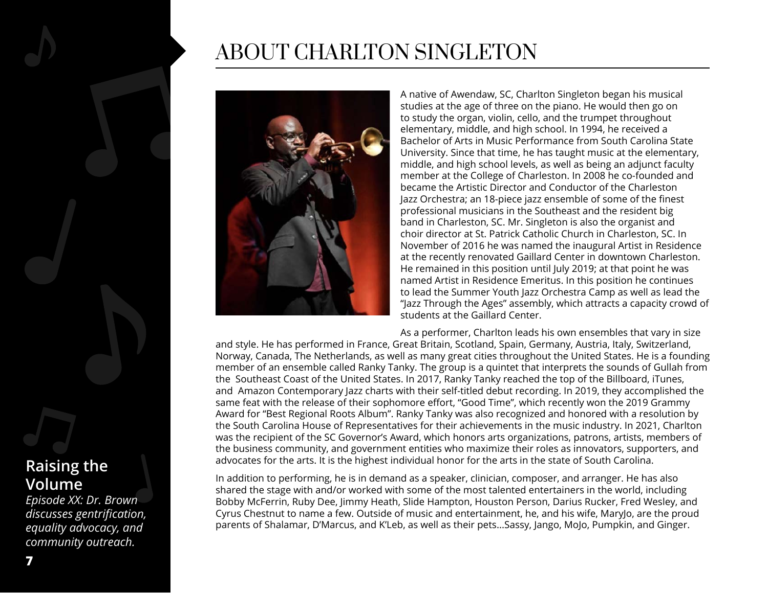# ABOUT CHARLTON SINGLETON

A native of Awendaw, SC, Charlton Singleton began his musical studies at the age of three on the piano. He would then go on to study the organ, violin, cello, and the trumpet throughout elementary, middle, and high school. In 1994, he received a Bachelor of Arts in Music Performance from South Carolina State University. Since that time, he has taught music at the elementary, middle, and high school levels, as well as being an adjunct faculty member at the College of Charleston. In 2008 he co-founded and became the Artistic Director and Conductor of the Charleston Jazz Orchestra; an 18-piece jazz ensemble of some of the finest professional musicians in the Southeast and the resident big band in Charleston, SC. Mr. Singleton is also the organist and choir director at St. Patrick Catholic Church in Charleston, SC. In November of 2016 he was named the inaugural Artist in Residence at the recently renovated Gaillard Center in downtown Charleston. He remained in this position until July 2019; at that point he was named Artist in Residence Emeritus. In this position he continues to lead the Summer Youth Jazz Orchestra Camp as well as lead the "Jazz Through the Ages" assembly, which attracts a capacity crowd of students at the Gaillard Center.

As a performer, Charlton leads his own ensembles that vary in size and style. He has performed in France, Great Britain, Scotland, Spain, Germany, Austria, Italy, Switzerland, Norway, Canada, The Netherlands, as well as many great cities throughout the United States. He is a founding member of an ensemble called Ranky Tanky. The group is a quintet that interprets the sounds of Gullah from the Southeast Coast of the United States. In 2017, Ranky Tanky reached the top of the Billboard, iTunes, and Amazon Contemporary Jazz charts with their self-titled debut recording. In 2019, they accomplished the same feat with the release of their sophomore effort, "Good Time", which recently won the 2019 Grammy Award for "Best Regional Roots Album". Ranky Tanky was also recognized and honored with a resolution by the South Carolina House of Representatives for their achievements in the music industry. In 2021, Charlton was the recipient of the SC Governor's Award, which honors arts organizations, patrons, artists, members of the business community, and government entities who maximize their roles as innovators, supporters, and advocates for the arts. It is the highest individual honor for the arts in the state of South Carolina.

In addition to performing, he is in demand as a speaker, clinician, composer, and arranger. He has also shared the stage with and/or worked with some of the most talented entertainers in the world, including Bobby McFerrin, Ruby Dee, Jimmy Heath, Slide Hampton, Houston Person, Darius Rucker, Fred Wesley, and Cyrus Chestnut to name a few. Outside of music and entertainment, he, and his wife, MaryJo, are the proud parents of Shalamar, D'Marcus, and K'Leb, as well as their pets...Sassy, Jango, MoJo, Pumpkin, and Ginger.

**Raising the Volume**

*Episode XX: Dr. Brown discusses gentrification, equality advocacy, and community outreach.*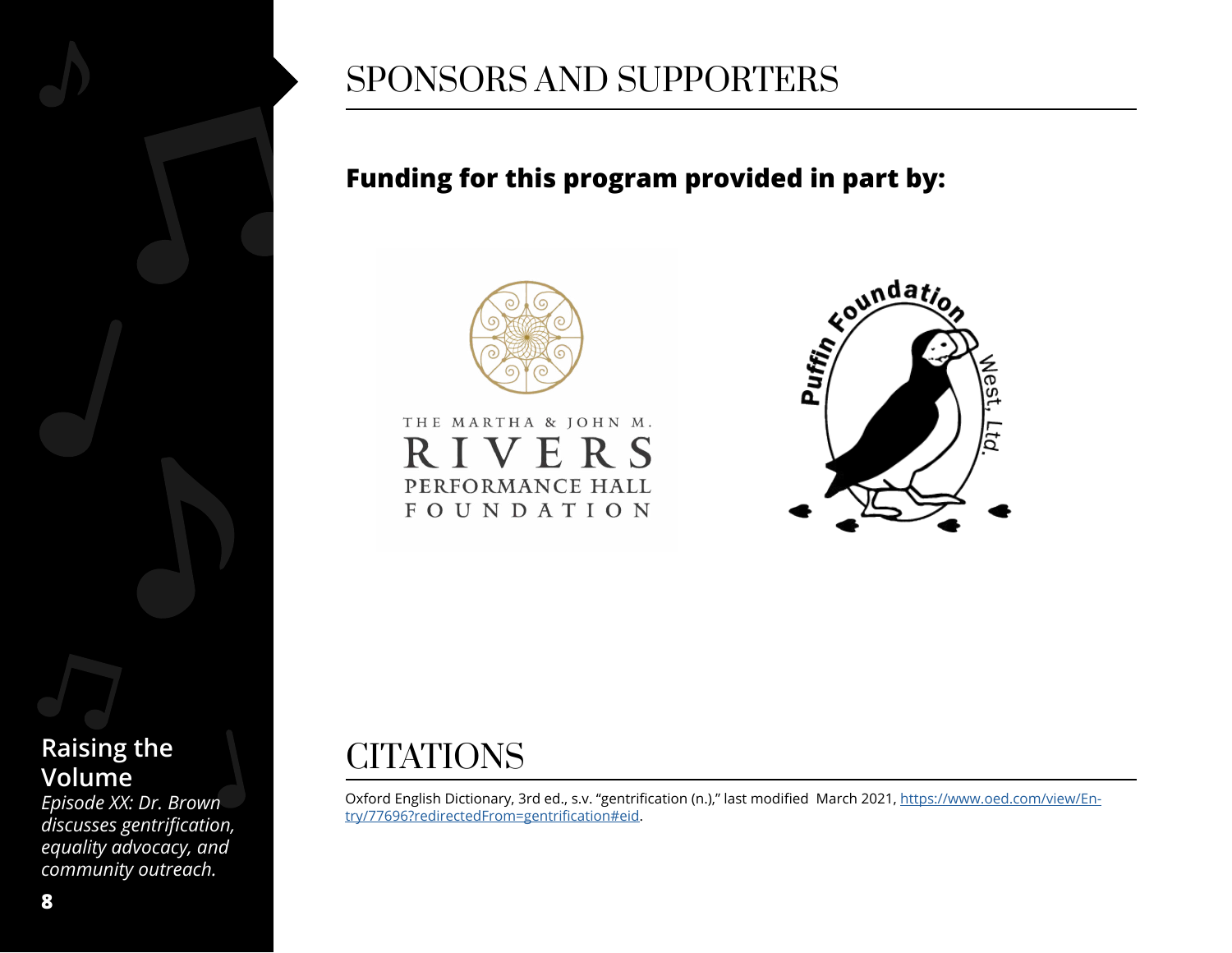# SPONSORS AND SUPPORTERS

**Funding for this program provided in part by:**

THE MARTHA & JOHN M. RIVERS PERFORMANCE HALL FOUNDATION

Puffin Foundation West, Ltd.

# CITATIONS

Oxford English Dictionary, 3rd ed., s.v. "gentrification (n.)," last modified March 2021, https://www.oed.com/view/Entry/77696?redirectedFrom=gentrification#eid.

**Raising the Volume**

*Episode XX: Dr. Brown discusses gentrification, equality advocacy, and community outreach.*